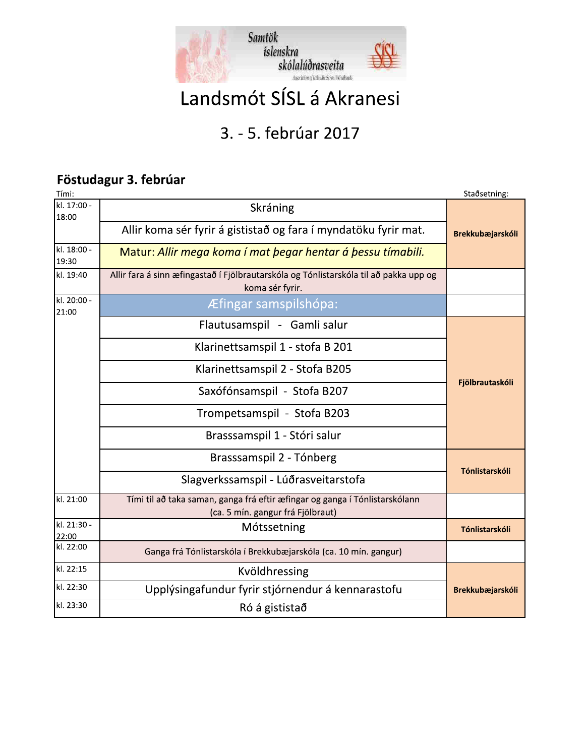Samtök íslenskra skólalúðrasveita

Association of Icelandic School Windbands

# Landsmót SÍSL á Akranesi

## 3. - 5. febrúar 2017

### Föstudagur 3. febrúar

| Tími: | | Staðsetning: |
|---|---|---|
| kl. 17:00 - 18:00 | Skráning | **Brekkubæjarskóli** |
| | Allir koma sér fyrir á gististað og fara í myndatöku fyrir mat. | |
| kl. 18:00 - 19:30 | Matur: *Allir mega koma í mat þegar hentar á þessu tímabili.* | |
| kl. 19:40 | Allir fara á sinn æfingastað í Fjölbrautarskóla og Tónlistarskóla til að pakka upp og koma sér fyrir. | |
| kl. 20:00 - 21:00 | Æfingar samspilshópa: | |
| | Flautusamspil - Gamli salur | **Fjölbrautaskóli** |
| | Klarinettsamspil 1 - stofa B 201 | |
| | Klarinettsamspil 2 - Stofa B205 | |
| | Saxófónsamspil - Stofa B207 | |
| | Trompetsamspil - Stofa B203 | |
| | Brasssamspil 1 - Stóri salur | |
| | Brasssamspil 2 - Tónberg | **Tónlistarskóli** |
| | Slagverkssamspil - Lúðrasveitarstofa | |
| kl. 21:00 | Tími til að taka saman, ganga frá eftir æfingar og ganga í Tónlistarskólann (ca. 5 mín. gangur frá Fjölbraut) | |
| kl. 21:30 - 22:00 | Mótssetning | **Tónlistarskóli** |
| kl. 22:00 | Ganga frá Tónlistarskóla í Brekkubæjarskóla (ca. 10 mín. gangur) | |
| kl. 22:15 | Kvöldhressing | **Brekkubæjarskóli** |
| kl. 22:30 | Upplýsingafundur fyrir stjórnendur á kennarastofu | |
| kl. 23:30 | Ró á gististað | |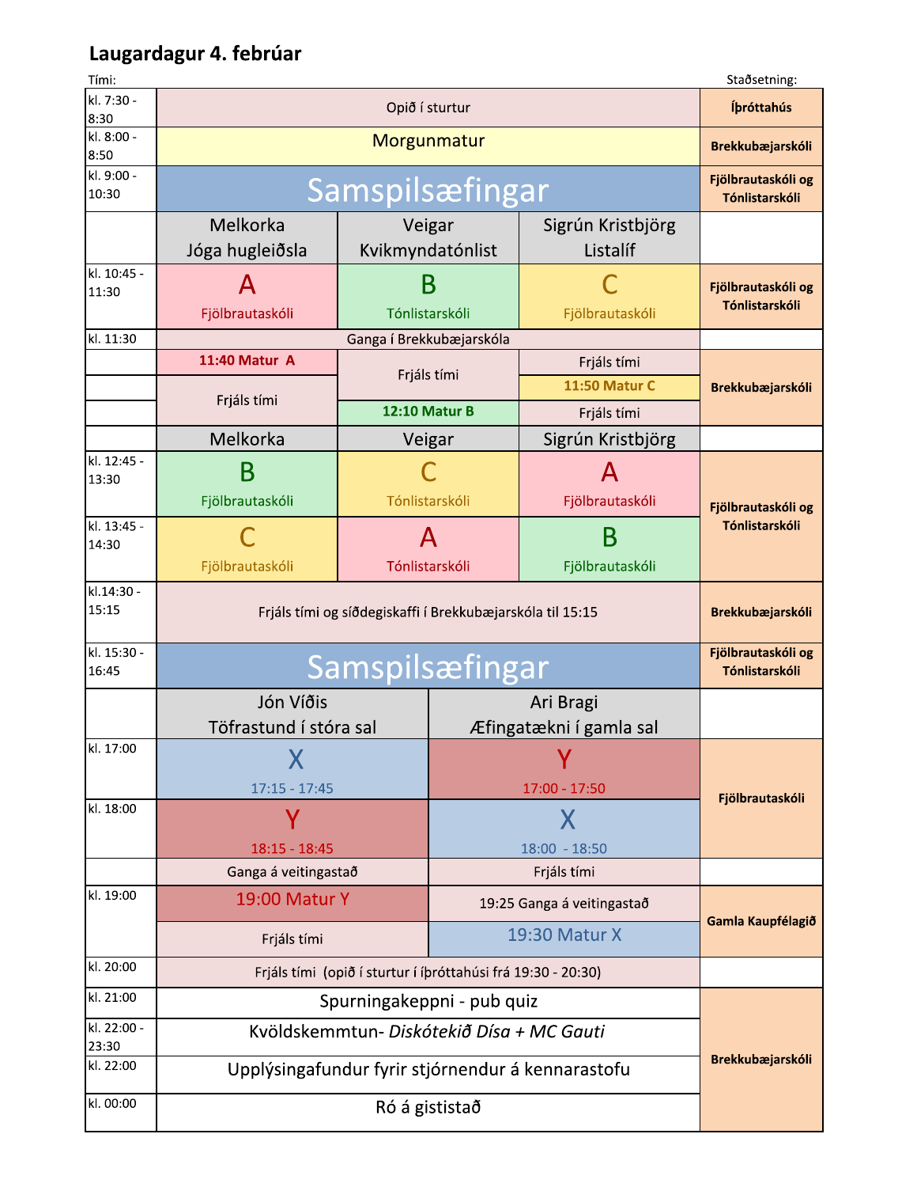## Laugardagur 4. febrúar

| Tími: | | | | Staðsetning: |
|---|---|---|---|---|
| kl. 7:30 - 8:30 | Opið í sturtur | | | Íþróttahús |
| kl. 8:00 - 8:50 | Morgunmatur | | | Brekkubæjarskóli |
| kl. 9:00 - 10:30 | Samspilsæfingar | | | Fjölbrautaskóli og Tónlistarskóli |
| | Melkorka Jóga hugleiðsla | Veigar Kvikmyndatónlist | Sigrún Kristbjörg Listalíf | |
| kl. 10:45 - 11:30 | A Fjölbrautaskóli | B Tónlistarskóli | C Fjölbrautaskóli | Fjölbrautaskóli og Tónlistarskóli |
| kl. 11:30 | Ganga í Brekkubæjarskóla | | | |
| | 11:40 Matur A | Frjáls tími | Frjáls tími | Brekkubæjarskóli |
| | Frjáls tími | Frjáls tími | 11:50 Matur C | Brekkubæjarskóli |
| | Frjáls tími | 12:10 Matur B | Frjáls tími | Brekkubæjarskóli |
| | Melkorka | Veigar | Sigrún Kristbjörg | |
| kl. 12:45 - 13:30 | B Fjölbrautaskóli | C Tónlistarskóli | A Fjölbrautaskóli | Fjölbrautaskóli og Tónlistarskóli |
| kl. 13:45 - 14:30 | C Fjölbrautaskóli | A Tónlistarskóli | B Fjölbrautaskóli | Fjölbrautaskóli og Tónlistarskóli |
| kl.14:30 - 15:15 | Frjáls tími og síðdegiskaffi í Brekkubæjarskóla til 15:15 | | | Brekkubæjarskóli |
| kl. 15:30 - 16:45 | Samspilsæfingar | | | Fjölbrautaskóli og Tónlistarskóli |
| | Jón Víðis Töfrastund í stóra sal | Ari Bragi Æfingatækni í gamla sal | | |
| kl. 17:00 | X 17:15 - 17:45 | Y 17:00 - 17:50 | | Fjölbrautaskóli |
| kl. 18:00 | Y 18:15 - 18:45 | X 18:00 - 18:50 | | Fjölbrautaskóli |
| | Ganga á veitingastað | Frjáls tími | | |
| kl. 19:00 | 19:00 Matur Y | 19:25 Ganga á veitingastað | | Gamla Kaupfélagið |
| | Frjáls tími | 19:30 Matur X | | Gamla Kaupfélagið |
| kl. 20:00 | Frjáls tími (opið í sturtur í íþróttahúsi frá 19:30 - 20:30) | | | |
| kl. 21:00 | Spurningakeppni - pub quiz | | | Brekkubæjarskóli |
| kl. 22:00 - 23:30 | Kvöldskemmtun- *Diskótekið Dísa + MC Gauti* | | | Brekkubæjarskóli |
| kl. 22:00 | Upplýsingafundur fyrir stjórnendur á kennarastofu | | | Brekkubæjarskóli |
| kl. 00:00 | Ró á gististað | | | Brekkubæjarskóli |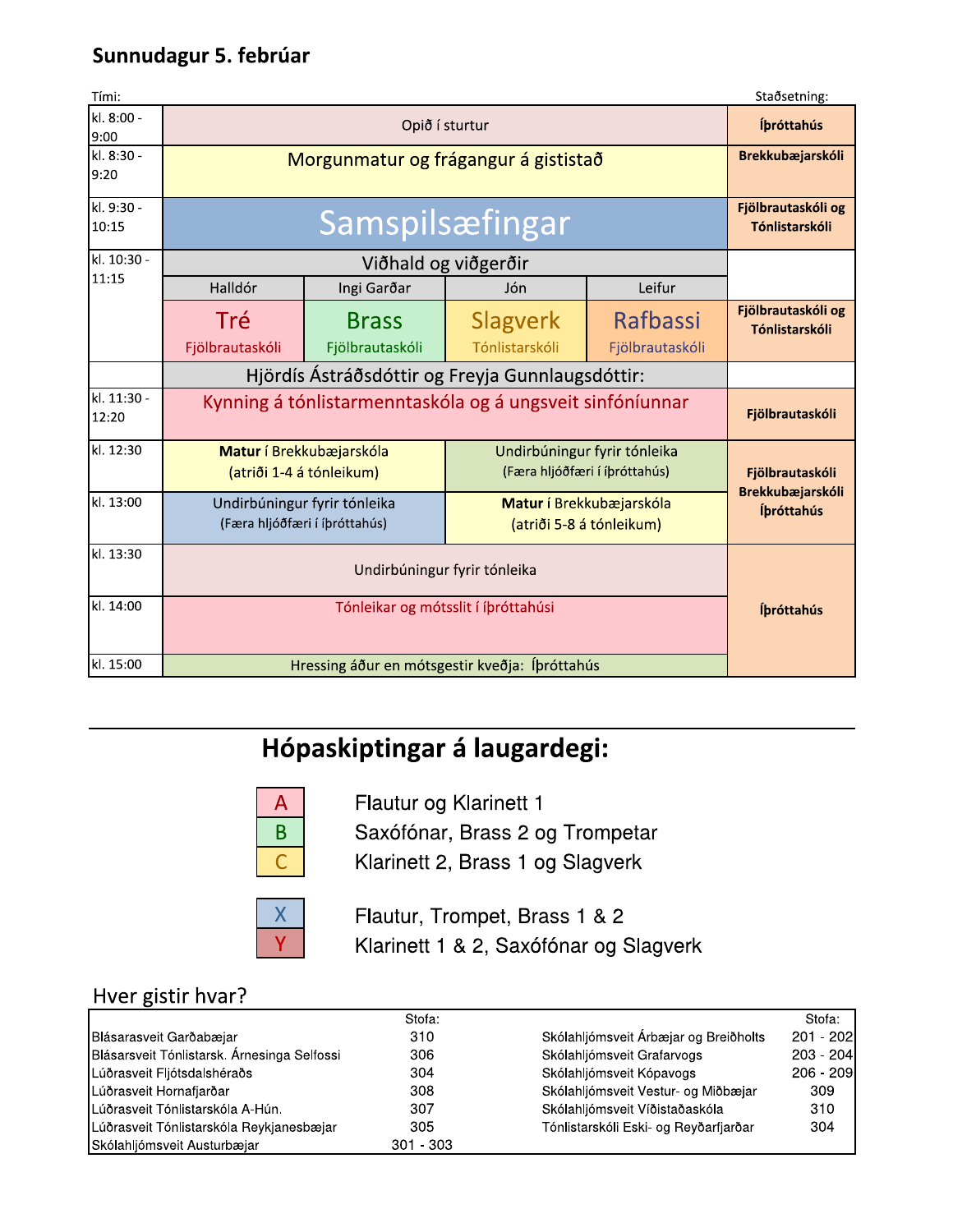## Sunnudagur 5. febrúar

| Tími: | | | | | Staðsetning: |
|---|---|---|---|---|---|
| kl. 8:00 - 9:00 | Opið í sturtur | | | | Íþróttahús |
| kl. 8:30 - 9:20 | Morgunmatur og frágangur á gististað | | | | Brekkubæjarskóli |
| kl. 9:30 - 10:15 | Samspilsæfingar | | | | Fjölbrautaskóli og Tónlistarskóli |
| kl. 10:30 - 11:15 | Viðhald og viðgerðir | | | | |
| | Halldór | Ingi Garðar | Jón | Leifur | |
| | Tré<br>Fjölbrautaskóli | Brass<br>Fjölbrautaskóli | Slagverk<br>Tónlistarskóli | Rafbassi<br>Fjölbrautaskóli | Fjölbrautaskóli og Tónlistarskóli |
| | Hjördís Ástráðsdóttir og Freyja Gunnlaugsdóttir: | | | | |
| kl. 11:30 - 12:20 | Kynning á tónlistarmenntaskóla og á ungsveit sinfóníunnar | | | | Fjölbrautaskóli |
| kl. 12:30 | **Matur** í Brekkubæjarskóla (atriði 1-4 á tónleikum) | | Undirbúningur fyrir tónleika (Færa hljóðfæri í íþróttahús) | | Fjölbrautaskóli Brekkubæjarskóli Íþróttahús |
| kl. 13:00 | Undirbúningur fyrir tónleika (Færa hljóðfæri í íþróttahús) | | **Matur** í Brekkubæjarskóla (atriði 5-8 á tónleikum) | | |
| kl. 13:30 | Undirbúningur fyrir tónleika | | | | Íþróttahús |
| kl. 14:00 | Tónleikar og mótsslit í íþróttahúsi | | | | |
| kl. 15:00 | Hressing áður en mótsgestir kveðja: Íþróttahús | | | | |

---

# Hópaskiptingar á laugardegi:

| | |
|---|---|
| A | Flautur og Klarinett 1 |
| B | Saxófónar, Brass 2 og Trompetar |
| C | Klarinett 2, Brass 1 og Slagverk |
| X | Flautur, Trompet, Brass 1 & 2 |
| Y | Klarinett 1 & 2, Saxófónar og Slagverk |

## Hver gistir hvar?

| | Stofa: | | Stofa: |
|---|---|---|---|
| Blásarasveit Garðabæjar | 310 | Skólahljómsveit Árbæjar og Breiðholts | 201 - 202 |
| Blásarsveit Tónlistarsk. Árnesinga Selfossi | 306 | Skólahljómsveit Grafarvogs | 203 - 204 |
| Lúðrasveit Fljótsdalshéraðs | 304 | Skólahljómsveit Kópavogs | 206 - 209 |
| Lúðrasveit Hornafjarðar | 308 | Skólahljómsveit Vestur- og Miðbæjar | 309 |
| Lúðrasveit Tónlistarskóla A-Hún. | 307 | Skólahljómsveit Víðistaðaskóla | 310 |
| Lúðrasveit Tónlistarskóla Reykjanesbæjar | 305 | Tónlistarskóli Eski- og Reyðarfjarðar | 304 |
| Skólahljómsveit Austurbæjar | 301 - 303 | | |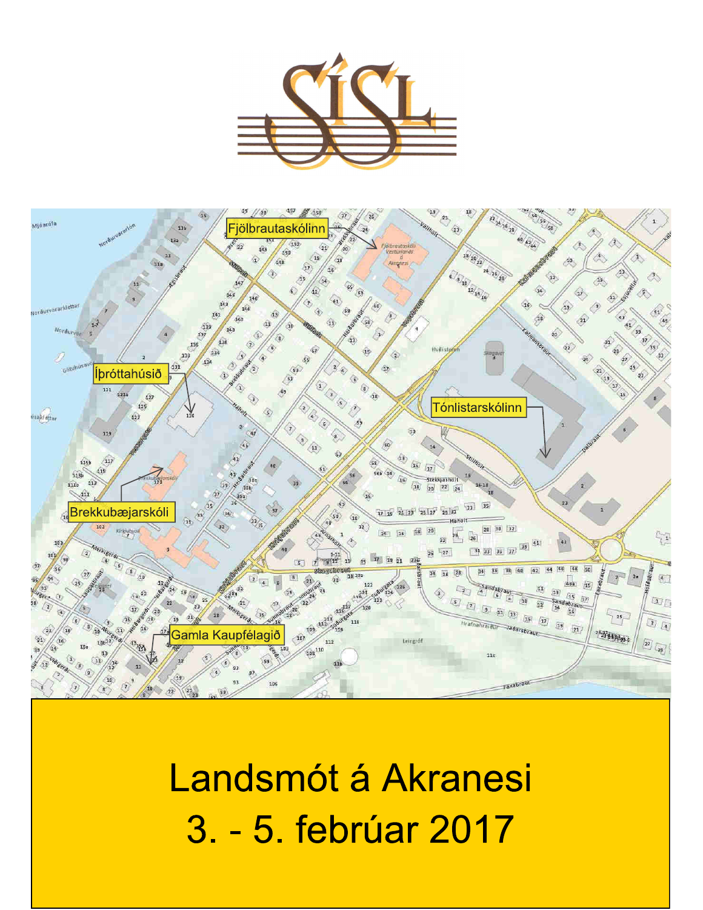SÍSL

Fjölbrautaskólinn

Íþróttahúsið

Tónlistarskólinn

Brekkubæjarskóli

Gamla Kaupfélagið

# Landsmót á Akranesi

# 3. - 5. febrúar 2017